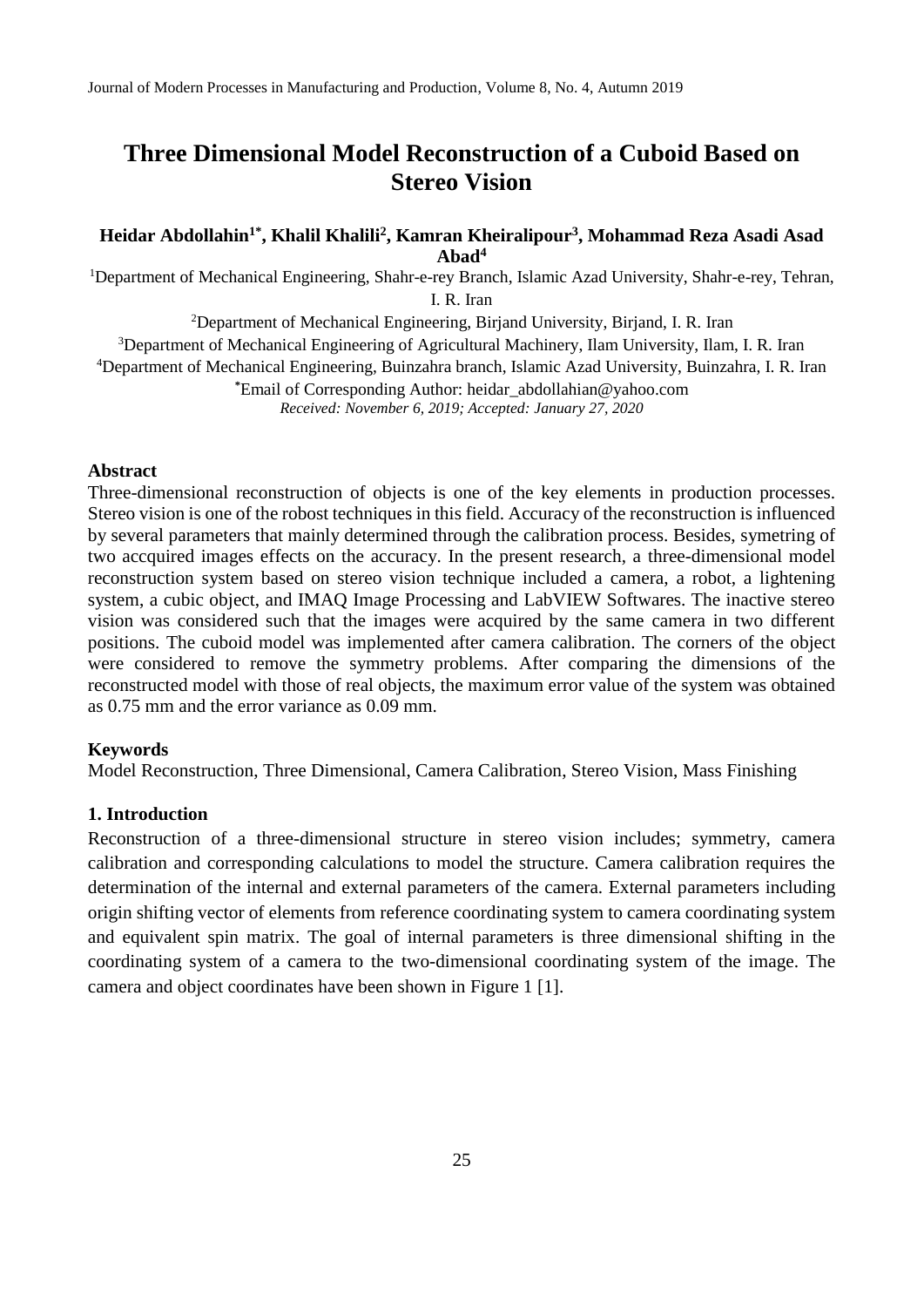# Three Dimensional Model Reconstruction of a Cuboid Based on Stereo Vision

**Heidar Abdollahin[1*], Khalil Khalili[2], Kamran Kheiralipour[3], Mohammad Reza Asadi Asad Abad[4]**

[1]Department of Mechanical Engineering, Shahr-e-rey Branch, Islamic Azad University, Shahr-e-rey, Tehran, I. R. Iran

[2]Department of Mechanical Engineering, Birjand University, Birjand, I. R. Iran

[3]Department of Mechanical Engineering of Agricultural Machinery, Ilam University, Ilam, I. R. Iran

[4]Department of Mechanical Engineering, Buinzahra branch, Islamic Azad University, Buinzahra, I. R. Iran

[*]Email of Corresponding Author: heidar_abdollahian@yahoo.com

*Received: November 6, 2019; Accepted: January 27, 2020*

### Abstract

Three-dimensional reconstruction of objects is one of the key elements in production processes. Stereo vision is one of the robost techniques in this field. Accuracy of the reconstruction is influenced by several parameters that mainly determined through the calibration process. Besides, symetring of two accquired images effects on the accuracy. In the present research, a three-dimensional model reconstruction system based on stereo vision technique included a camera, a robot, a lightening system, a cubic object, and IMAQ Image Processing and LabVIEW Softwares. The inactive stereo vision was considered such that the images were acquired by the same camera in two different positions. The cuboid model was implemented after camera calibration. The corners of the object were considered to remove the symmetry problems. After comparing the dimensions of the reconstructed model with those of real objects, the maximum error value of the system was obtained as 0.75 mm and the error variance as 0.09 mm.

### Keywords

Model Reconstruction, Three Dimensional, Camera Calibration, Stereo Vision, Mass Finishing

### 1. Introduction

Reconstruction of a three-dimensional structure in stereo vision includes; symmetry, camera calibration and corresponding calculations to model the structure. Camera calibration requires the determination of the internal and external parameters of the camera. External parameters including origin shifting vector of elements from reference coordinating system to camera coordinating system and equivalent spin matrix. The goal of internal parameters is three dimensional shifting in the coordinating system of a camera to the two-dimensional coordinating system of the image. The camera and object coordinates have been shown in Figure 1 [1].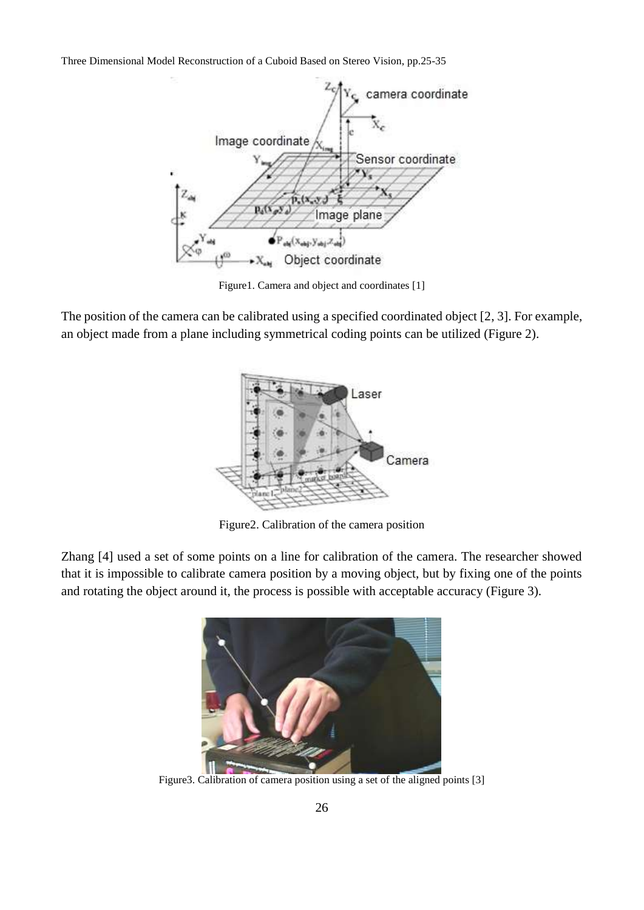Figure1. Camera and object and coordinates [1]

The position of the camera can be calibrated using a specified coordinated object [2, 3]. For example, an object made from a plane including symmetrical coding points can be utilized (Figure 2).

Figure2. Calibration of the camera position

Zhang [4] used a set of some points on a line for calibration of the camera. The researcher showed that it is impossible to calibrate camera position by a moving object, but by fixing one of the points and rotating the object around it, the process is possible with acceptable accuracy (Figure 3).

Figure3. Calibration of camera position using a set of the aligned points [3]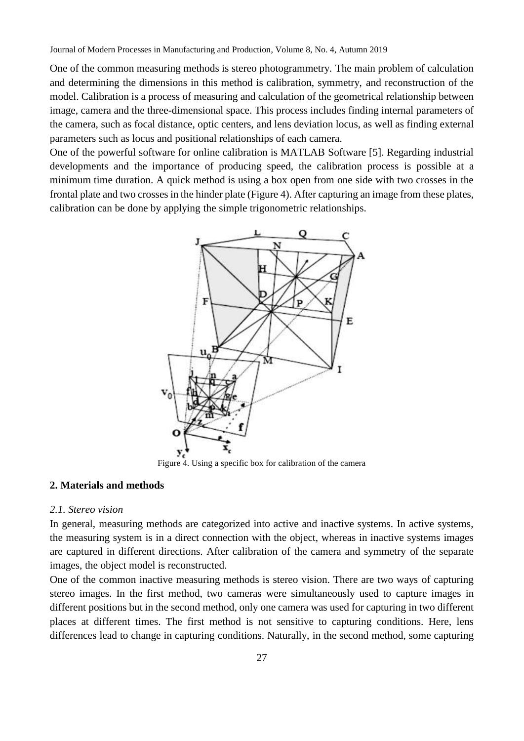One of the common measuring methods is stereo photogrammetry. The main problem of calculation and determining the dimensions in this method is calibration, symmetry, and reconstruction of the model. Calibration is a process of measuring and calculation of the geometrical relationship between image, camera and the three-dimensional space. This process includes finding internal parameters of the camera, such as focal distance, optic centers, and lens deviation locus, as well as finding external parameters such as locus and positional relationships of each camera.

One of the powerful software for online calibration is MATLAB Software [5]. Regarding industrial developments and the importance of producing speed, the calibration process is possible at a minimum time duration. A quick method is using a box open from one side with two crosses in the frontal plate and two crosses in the hinder plate (Figure 4). After capturing an image from these plates, calibration can be done by applying the simple trigonometric relationships.

Figure 4. Using a specific box for calibration of the camera

## 2. Materials and methods

### *2.1. Stereo vision*

In general, measuring methods are categorized into active and inactive systems. In active systems, the measuring system is in a direct connection with the object, whereas in inactive systems images are captured in different directions. After calibration of the camera and symmetry of the separate images, the object model is reconstructed.

One of the common inactive measuring methods is stereo vision. There are two ways of capturing stereo images. In the first method, two cameras were simultaneously used to capture images in different positions but in the second method, only one camera was used for capturing in two different places at different times. The first method is not sensitive to capturing conditions. Here, lens differences lead to change in capturing conditions. Naturally, in the second method, some capturing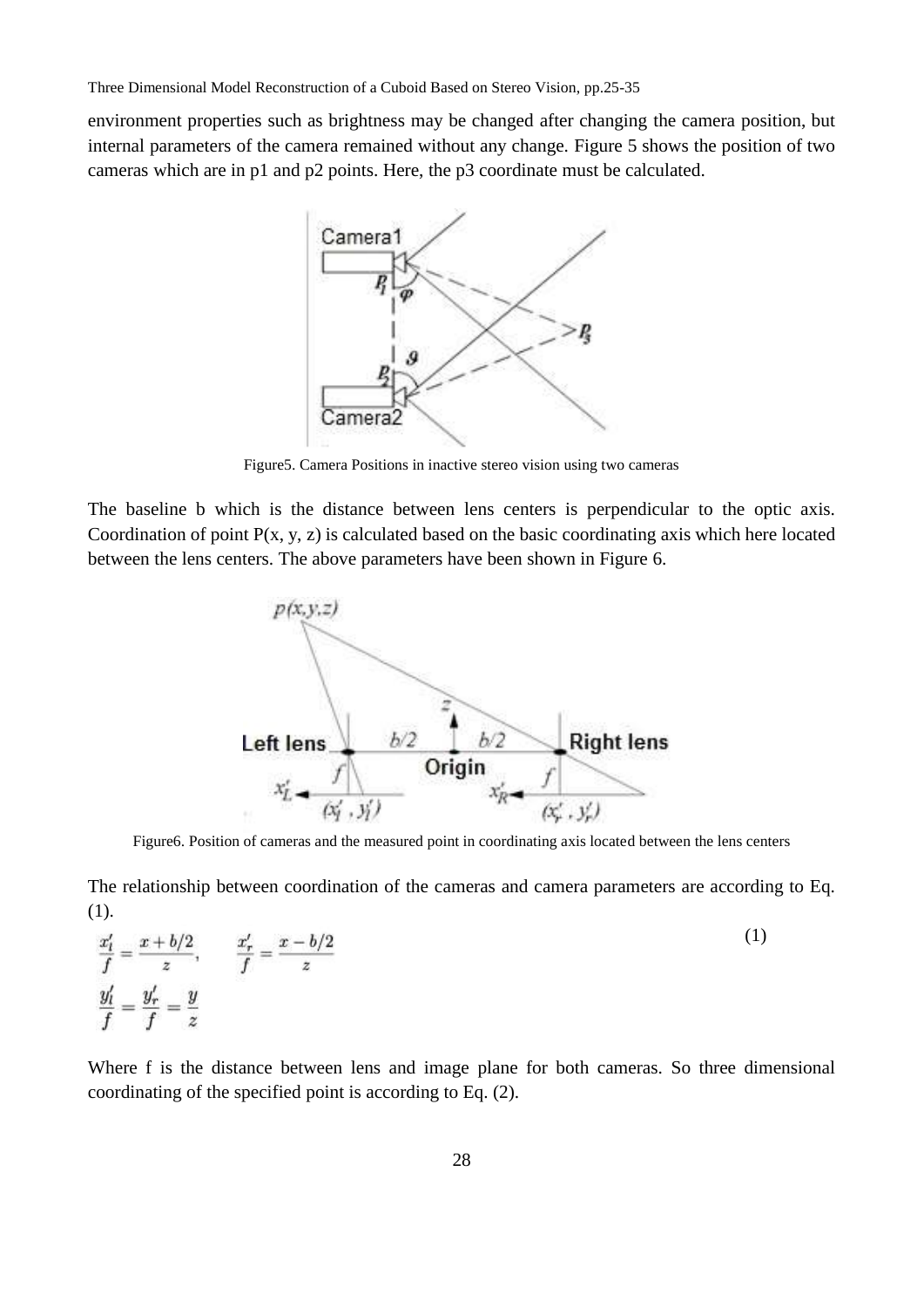environment properties such as brightness may be changed after changing the camera position, but internal parameters of the camera remained without any change. Figure 5 shows the position of two cameras which are in p1 and p2 points. Here, the p3 coordinate must be calculated.

Camera1

$P_1$

$\varphi$

$P_3$

$\vartheta$

$P_2$

Camera2

Figure5. Camera Positions in inactive stereo vision using two cameras

The baseline b which is the distance between lens centers is perpendicular to the optic axis. Coordination of point P(x, y, z) is calculated based on the basic coordinating axis which here located between the lens centers. The above parameters have been shown in Figure 6.

$p(x,y,z)$

Left lens

$b/2$

$z$

$b/2$

Right lens

Origin

$f$

$f$

$x'_L$

$x'_R$

$(x'_l, y'_l)$

$(x'_r, y'_r)$

Figure6. Position of cameras and the measured point in coordinating axis located between the lens centers

The relationship between coordination of the cameras and camera parameters are according to Eq. (1).

$$\frac{x'_l}{f} = \frac{x + b/2}{z}, \qquad \frac{x'_r}{f} = \frac{x - b/2}{z} \tag{1}$$

$$\frac{y'_l}{f} = \frac{y'_r}{f} = \frac{y}{z}$$

Where f is the distance between lens and image plane for both cameras. So three dimensional coordinating of the specified point is according to Eq. (2).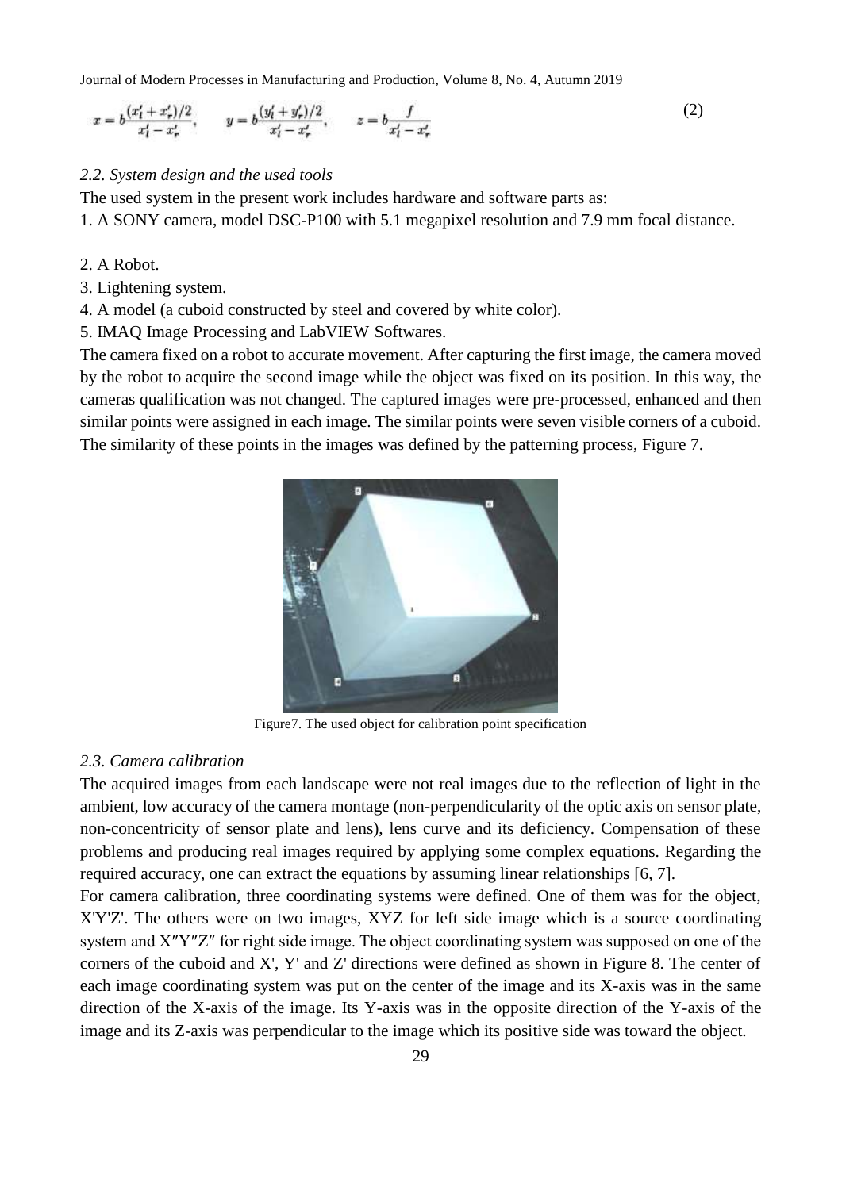$$x = b\frac{(x'_l + x'_r)/2}{x'_l - x'_r}, \qquad y = b\frac{(y'_l + y'_r)/2}{x'_l - x'_r}, \qquad z = b\frac{f}{x'_l - x'_r} \tag{2}$$

### *2.2. System design and the used tools*

The used system in the present work includes hardware and software parts as:

1. A SONY camera, model DSC-P100 with 5.1 megapixel resolution and 7.9 mm focal distance.
2. A Robot.
3. Lightening system.
4. A model (a cuboid constructed by steel and covered by white color).
5. IMAQ Image Processing and LabVIEW Softwares.

The camera fixed on a robot to accurate movement. After capturing the first image, the camera moved by the robot to acquire the second image while the object was fixed on its position. In this way, the cameras qualification was not changed. The captured images were pre-processed, enhanced and then similar points were assigned in each image. The similar points were seven visible corners of a cuboid. The similarity of these points in the images was defined by the patterning process, Figure 7.

Figure7. The used object for calibration point specification

### *2.3. Camera calibration*

The acquired images from each landscape were not real images due to the reflection of light in the ambient, low accuracy of the camera montage (non-perpendicularity of the optic axis on sensor plate, non-concentricity of sensor plate and lens), lens curve and its deficiency. Compensation of these problems and producing real images required by applying some complex equations. Regarding the required accuracy, one can extract the equations by assuming linear relationships [6, 7].

For camera calibration, three coordinating systems were defined. One of them was for the object, X'Y'Z'. The others were on two images, XYZ for left side image which is a source coordinating system and X″Y″Z″ for right side image. The object coordinating system was supposed on one of the corners of the cuboid and X', Y' and Z' directions were defined as shown in Figure 8. The center of each image coordinating system was put on the center of the image and its X-axis was in the same direction of the X-axis of the image. Its Y-axis was in the opposite direction of the Y-axis of the image and its Z-axis was perpendicular to the image which its positive side was toward the object.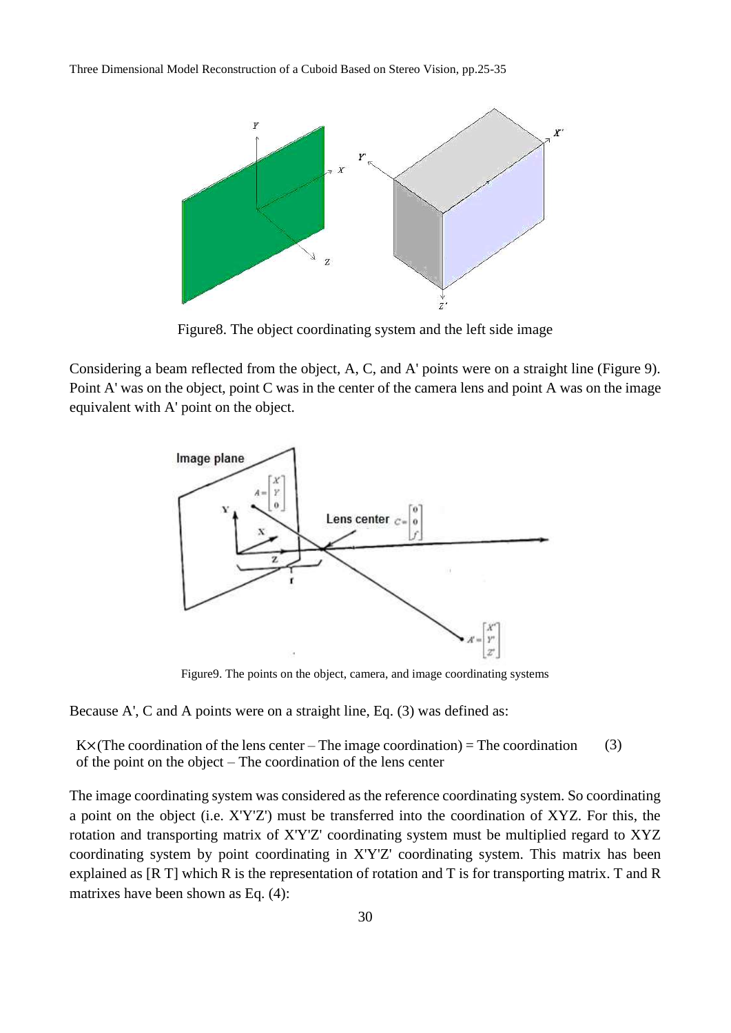Figure8. The object coordinating system and the left side image

Considering a beam reflected from the object, A, C, and A' points were on a straight line (Figure 9). Point A' was on the object, point C was in the center of the camera lens and point A was on the image equivalent with A' point on the object.

Figure9. The points on the object, camera, and image coordinating systems

Because A', C and A points were on a straight line, Eq. (3) was defined as:

K×(The coordination of the lens center – The image coordination) = The coordination of the point on the object – The coordination of the lens center  (3)

The image coordinating system was considered as the reference coordinating system. So coordinating a point on the object (i.e. X'Y'Z') must be transferred into the coordination of XYZ. For this, the rotation and transporting matrix of X'Y'Z' coordinating system must be multiplied regard to XYZ coordinating system by point coordinating in X'Y'Z' coordinating system. This matrix has been explained as [R T] which R is the representation of rotation and T is for transporting matrix. T and R matrixes have been shown as Eq. (4):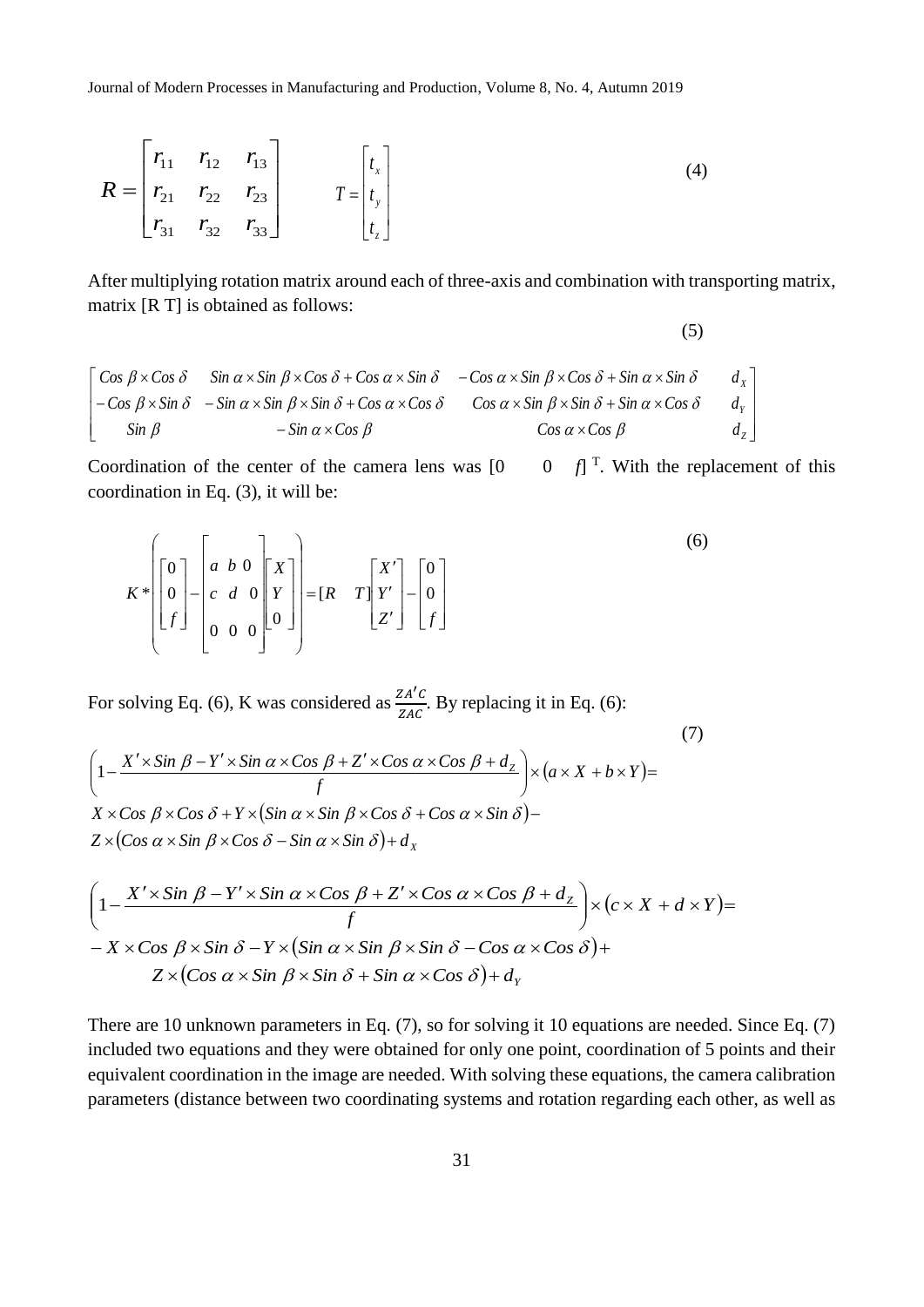$$R = \begin{bmatrix} r_{11} & r_{12} & r_{13} \\ r_{21} & r_{22} & r_{23} \\ r_{31} & r_{32} & r_{33} \end{bmatrix} \qquad T = \begin{bmatrix} t_x \\ t_y \\ t_z \end{bmatrix} \tag{4}$$

After multiplying rotation matrix around each of three-axis and combination with transporting matrix, matrix [R T] is obtained as follows:

$$\begin{bmatrix} Cos\,\beta \times Cos\,\delta & Sin\,\alpha \times Sin\,\beta \times Cos\,\delta + Cos\,\alpha \times Sin\,\delta & -Cos\,\alpha \times Sin\,\beta \times Cos\,\delta + Sin\,\alpha \times Sin\,\delta & d_X \\ -Cos\,\beta \times Sin\,\delta & -Sin\,\alpha \times Sin\,\beta \times Sin\,\delta + Cos\,\alpha \times Cos\,\delta & Cos\,\alpha \times Sin\,\beta \times Sin\,\delta + Sin\,\alpha \times Cos\,\delta & d_Y \\ Sin\,\beta & -Sin\,\alpha \times Cos\,\beta & Cos\,\alpha \times Cos\,\beta & d_Z \end{bmatrix} \tag{5}$$

Coordination of the center of the camera lens was $[0 \quad 0 \quad f]^{T}$. With the replacement of this coordination in Eq. (3), it will be:

$$K * \left( \begin{bmatrix} 0 \\ 0 \\ f \end{bmatrix} - \begin{bmatrix} a & b & 0 \\ c & d & 0 \\ 0 & 0 & 0 \end{bmatrix} \begin{bmatrix} X \\ Y \\ 0 \end{bmatrix} \right) = [R \quad T] \begin{bmatrix} X' \\ Y' \\ Z' \end{bmatrix} - \begin{bmatrix} 0 \\ 0 \\ f \end{bmatrix} \tag{6}$$

For solving Eq. (6), K was considered as $\frac{ZA'C}{ZAC}$. By replacing it in Eq. (6):

$$\left(1 - \frac{X' \times Sin\,\beta - Y' \times Sin\,\alpha \times Cos\,\beta + Z' \times Cos\,\alpha \times Cos\,\beta + d_Z}{f}\right) \times (a \times X + b \times Y) = $$
$$X \times Cos\,\beta \times Cos\,\delta + Y \times (Sin\,\alpha \times Sin\,\beta \times Cos\,\delta + Cos\,\alpha \times Sin\,\delta) -$$
$$Z \times (Cos\,\alpha \times Sin\,\beta \times Cos\,\delta - Sin\,\alpha \times Sin\,\delta) + d_X \tag{7}$$

$$\left(1 - \frac{X' \times Sin\,\beta - Y' \times Sin\,\alpha \times Cos\,\beta + Z' \times Cos\,\alpha \times Cos\,\beta + d_Z}{f}\right) \times (c \times X + d \times Y) =$$
$$- X \times Cos\,\beta \times Sin\,\delta - Y \times (Sin\,\alpha \times Sin\,\beta \times Sin\,\delta - Cos\,\alpha \times Cos\,\delta) +$$
$$Z \times (Cos\,\alpha \times Sin\,\beta \times Sin\,\delta + Sin\,\alpha \times Cos\,\delta) + d_Y$$

There are 10 unknown parameters in Eq. (7), so for solving it 10 equations are needed. Since Eq. (7) included two equations and they were obtained for only one point, coordination of 5 points and their equivalent coordination in the image are needed. With solving these equations, the camera calibration parameters (distance between two coordinating systems and rotation regarding each other, as well as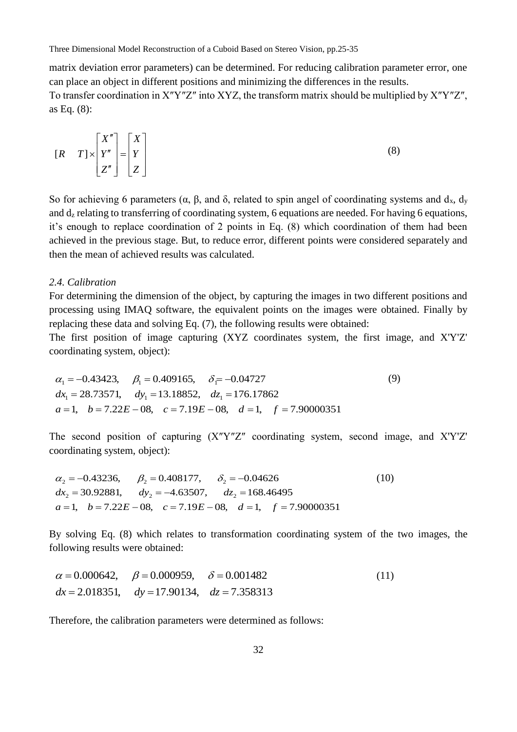matrix deviation error parameters) can be determined. For reducing calibration parameter error, one can place an object in different positions and minimizing the differences in the results.

To transfer coordination in X″Y″Z″ into XYZ, the transform matrix should be multiplied by X″Y″Z″, as Eq. (8):

$$[R \quad T] \times \begin{bmatrix} X'' \\ Y'' \\ Z'' \end{bmatrix} = \begin{bmatrix} X \\ Y \\ Z \end{bmatrix} \tag{8}$$

So for achieving 6 parameters (α, β, and δ, related to spin angel of coordinating systems and $d_x$, $d_y$ and $d_z$ relating to transferring of coordinating system, 6 equations are needed. For having 6 equations, it's enough to replace coordination of 2 points in Eq. (8) which coordination of them had been achieved in the previous stage. But, to reduce error, different points were considered separately and then the mean of achieved results was calculated.

### *2.4. Calibration*

For determining the dimension of the object, by capturing the images in two different positions and processing using IMAQ software, the equivalent points on the images were obtained. Finally by replacing these data and solving Eq. (7), the following results were obtained:

The first position of image capturing (XYZ coordinates system, the first image, and X'Y'Z' coordinating system, object):

$$\begin{aligned} &\alpha_1 = -0.43423, \quad \beta_1 = 0.409165, \quad \delta_1 = -0.04727 \\ &dx_1 = 28.73571, \quad dy_1 = 13.18852, \quad dz_1 = 176.17862 \\ &a = 1, \quad b = 7.22E-08, \quad c = 7.19E-08, \quad d = 1, \quad f = 7.90000351 \end{aligned} \tag{9}$$

The second position of capturing (X″Y″Z″ coordinating system, second image, and X'Y'Z' coordinating system, object):

$$\begin{aligned} &\alpha_2 = -0.43236, \quad \beta_2 = 0.408177, \quad \delta_2 = -0.04626 \\ &dx_2 = 30.92881, \quad dy_2 = -4.63507, \quad dz_2 = 168.46495 \\ &a = 1, \quad b = 7.22E-08, \quad c = 7.19E-08, \quad d = 1, \quad f = 7.90000351 \end{aligned} \tag{10}$$

By solving Eq. (8) which relates to transformation coordinating system of the two images, the following results were obtained:

$$\begin{aligned} &\alpha = 0.000642, \quad \beta = 0.000959, \quad \delta = 0.001482 \\ &dx = 2.018351, \quad dy = 17.90134, \quad dz = 7.358313 \end{aligned} \tag{11}$$

Therefore, the calibration parameters were determined as follows: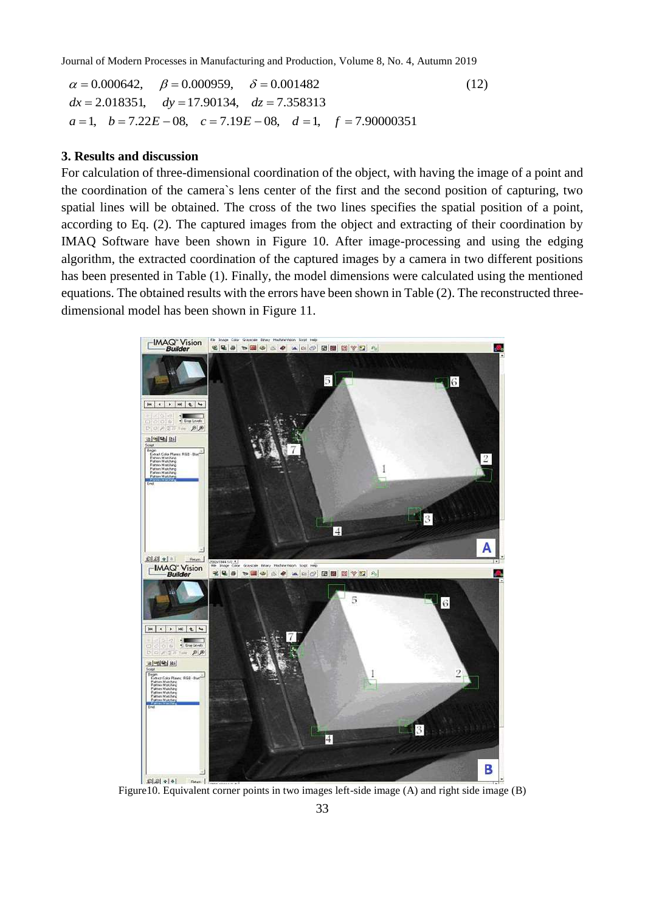$$\alpha = 0.000642, \quad \beta = 0.000959, \quad \delta = 0.001482 \tag{12}$$
$$dx = 2.018351, \quad dy = 17.90134, \quad dz = 7.358313$$
$$a = 1, \quad b = 7.22E-08, \quad c = 7.19E-08, \quad d = 1, \quad f = 7.90000351$$

### 3. Results and discussion

For calculation of three-dimensional coordination of the object, with having the image of a point and the coordination of the camera`s lens center of the first and the second position of capturing, two spatial lines will be obtained. The cross of the two lines specifies the spatial position of a point, according to Eq. (2). The captured images from the object and extracting of their coordination by IMAQ Software have been shown in Figure 10. After image-processing and using the edging algorithm, the extracted coordination of the captured images by a camera in two different positions has been presented in Table (1). Finally, the model dimensions were calculated using the mentioned equations. The obtained results with the errors have been shown in Table (2). The reconstructed three-dimensional model has been shown in Figure 11.

Figure10. Equivalent corner points in two images left-side image (A) and right side image (B)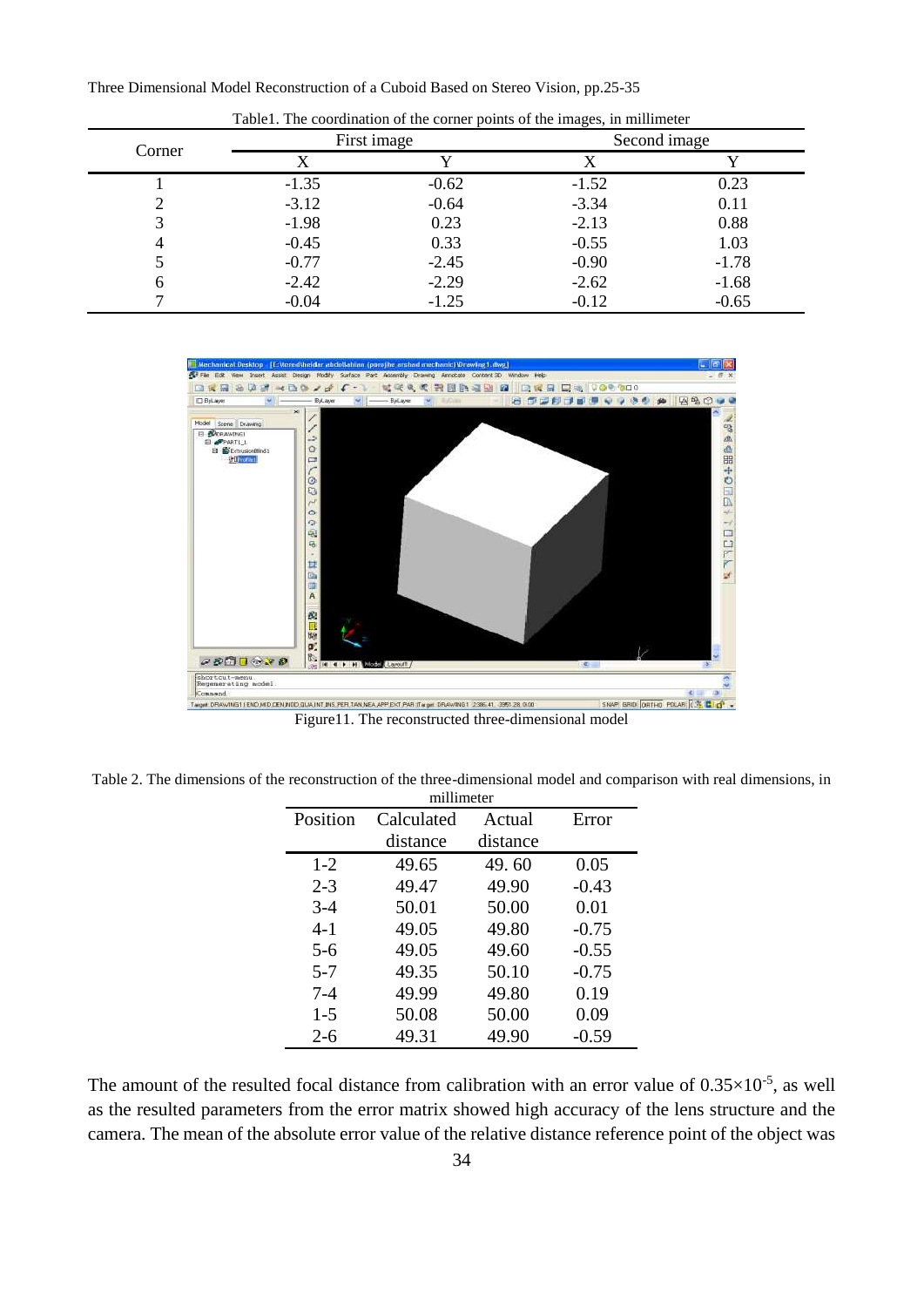Table1. The coordination of the corner points of the images, in millimeter

| Corner | First image | | Second image | |
|---|---|---|---|---|
| | X | Y | X | Y |
| 1 | -1.35 | -0.62 | -1.52 | 0.23 |
| 2 | -3.12 | -0.64 | -3.34 | 0.11 |
| 3 | -1.98 | 0.23 | -2.13 | 0.88 |
| 4 | -0.45 | 0.33 | -0.55 | 1.03 |
| 5 | -0.77 | -2.45 | -0.90 | -1.78 |
| 6 | -2.42 | -2.29 | -2.62 | -1.68 |
| 7 | -0.04 | -1.25 | -0.12 | -0.65 |

Figure11. The reconstructed three-dimensional model

Table 2. The dimensions of the reconstruction of the three-dimensional model and comparison with real dimensions, in millimeter

| Position | Calculated distance | Actual distance | Error |
|---|---|---|---|
| 1-2 | 49.65 | 49. 60 | 0.05 |
| 2-3 | 49.47 | 49.90 | -0.43 |
| 3-4 | 50.01 | 50.00 | 0.01 |
| 4-1 | 49.05 | 49.80 | -0.75 |
| 5-6 | 49.05 | 49.60 | -0.55 |
| 5-7 | 49.35 | 50.10 | -0.75 |
| 7-4 | 49.99 | 49.80 | 0.19 |
| 1-5 | 50.08 | 50.00 | 0.09 |
| 2-6 | 49.31 | 49.90 | -0.59 |

The amount of the resulted focal distance from calibration with an error value of $0.35\times10^{-5}$, as well as the resulted parameters from the error matrix showed high accuracy of the lens structure and the camera. The mean of the absolute error value of the relative distance reference point of the object was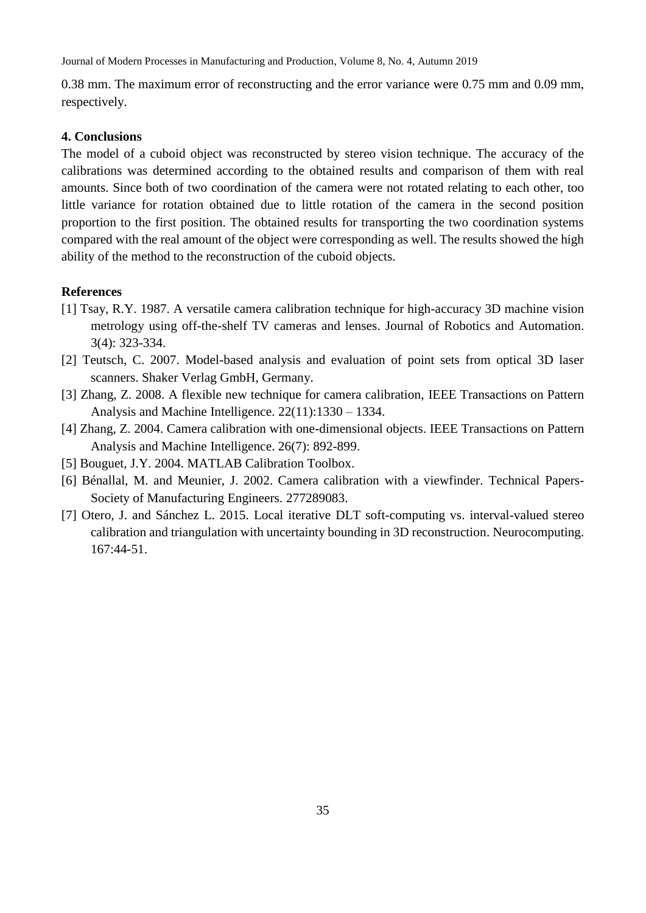0.38 mm. The maximum error of reconstructing and the error variance were 0.75 mm and 0.09 mm, respectively.

## 4. Conclusions

The model of a cuboid object was reconstructed by stereo vision technique. The accuracy of the calibrations was determined according to the obtained results and comparison of them with real amounts. Since both of two coordination of the camera were not rotated relating to each other, too little variance for rotation obtained due to little rotation of the camera in the second position proportion to the first position. The obtained results for transporting the two coordination systems compared with the real amount of the object were corresponding as well. The results showed the high ability of the method to the reconstruction of the cuboid objects.

## References

[1] Tsay, R.Y. 1987. A versatile camera calibration technique for high-accuracy 3D machine vision metrology using off-the-shelf TV cameras and lenses. Journal of Robotics and Automation. 3(4): 323-334.

[2] Teutsch, C. 2007. Model-based analysis and evaluation of point sets from optical 3D laser scanners. Shaker Verlag GmbH, Germany.

[3] Zhang, Z. 2008. A flexible new technique for camera calibration, IEEE Transactions on Pattern Analysis and Machine Intelligence. 22(11):1330 – 1334.

[4] Zhang, Z. 2004. Camera calibration with one-dimensional objects. IEEE Transactions on Pattern Analysis and Machine Intelligence. 26(7): 892-899.

[5] Bouguet, J.Y. 2004. MATLAB Calibration Toolbox.

[6] Bénallal, M. and Meunier, J. 2002. Camera calibration with a viewfinder. Technical Papers-Society of Manufacturing Engineers. 277289083.

[7] Otero, J. and Sánchez L. 2015. Local iterative DLT soft-computing vs. interval-valued stereo calibration and triangulation with uncertainty bounding in 3D reconstruction. Neurocomputing. 167:44-51.